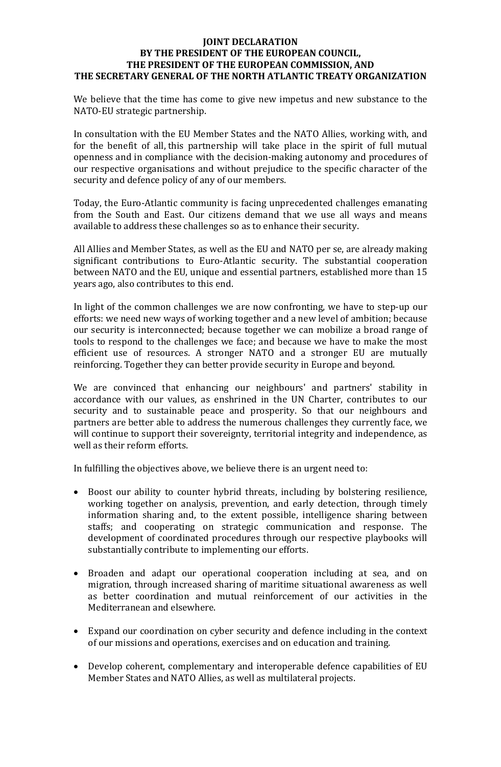# JOINT DECLARATION
# BY THE PRESIDENT OF THE EUROPEAN COUNCIL, THE PRESIDENT OF THE EUROPEAN COMMISSION, AND THE SECRETARY GENERAL OF THE NORTH ATLANTIC TREATY ORGANIZATION

We believe that the time has come to give new impetus and new substance to the NATO-EU strategic partnership.

In consultation with the EU Member States and the NATO Allies, working with, and for the benefit of all, this partnership will take place in the spirit of full mutual openness and in compliance with the decision-making autonomy and procedures of our respective organisations and without prejudice to the specific character of the security and defence policy of any of our members.

Today, the Euro-Atlantic community is facing unprecedented challenges emanating from the South and East. Our citizens demand that we use all ways and means available to address these challenges so as to enhance their security.

All Allies and Member States, as well as the EU and NATO per se, are already making significant contributions to Euro-Atlantic security. The substantial cooperation between NATO and the EU, unique and essential partners, established more than 15 years ago, also contributes to this end.

In light of the common challenges we are now confronting, we have to step-up our efforts: we need new ways of working together and a new level of ambition; because our security is interconnected; because together we can mobilize a broad range of tools to respond to the challenges we face; and because we have to make the most efficient use of resources. A stronger NATO and a stronger EU are mutually reinforcing. Together they can better provide security in Europe and beyond.

We are convinced that enhancing our neighbours' and partners' stability in accordance with our values, as enshrined in the UN Charter, contributes to our security and to sustainable peace and prosperity. So that our neighbours and partners are better able to address the numerous challenges they currently face, we will continue to support their sovereignty, territorial integrity and independence, as well as their reform efforts.

In fulfilling the objectives above, we believe there is an urgent need to:

- Boost our ability to counter hybrid threats, including by bolstering resilience, working together on analysis, prevention, and early detection, through timely information sharing and, to the extent possible, intelligence sharing between staffs; and cooperating on strategic communication and response. The development of coordinated procedures through our respective playbooks will substantially contribute to implementing our efforts.

- Broaden and adapt our operational cooperation including at sea, and on migration, through increased sharing of maritime situational awareness as well as better coordination and mutual reinforcement of our activities in the Mediterranean and elsewhere.

- Expand our coordination on cyber security and defence including in the context of our missions and operations, exercises and on education and training.

- Develop coherent, complementary and interoperable defence capabilities of EU Member States and NATO Allies, as well as multilateral projects.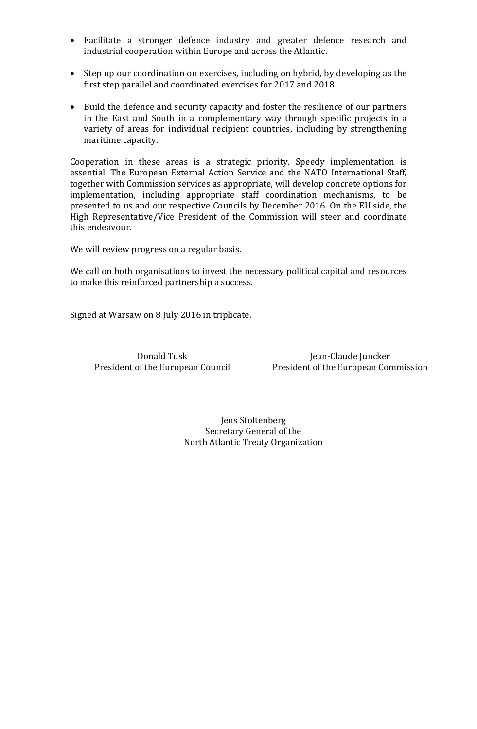- Facilitate a stronger defence industry and greater defence research and industrial cooperation within Europe and across the Atlantic.

- Step up our coordination on exercises, including on hybrid, by developing as the first step parallel and coordinated exercises for 2017 and 2018.

- Build the defence and security capacity and foster the resilience of our partners in the East and South in a complementary way through specific projects in a variety of areas for individual recipient countries, including by strengthening maritime capacity.

Cooperation in these areas is a strategic priority. Speedy implementation is essential. The European External Action Service and the NATO International Staff, together with Commission services as appropriate, will develop concrete options for implementation, including appropriate staff coordination mechanisms, to be presented to us and our respective Councils by December 2016. On the EU side, the High Representative/Vice President of the Commission will steer and coordinate this endeavour.

We will review progress on a regular basis.

We call on both organisations to invest the necessary political capital and resources to make this reinforced partnership a success.

Signed at Warsaw on 8 July 2016 in triplicate.

Donald Tusk
President of the European Council

Jean-Claude Juncker
President of the European Commission

Jens Stoltenberg
Secretary General of the
North Atlantic Treaty Organization